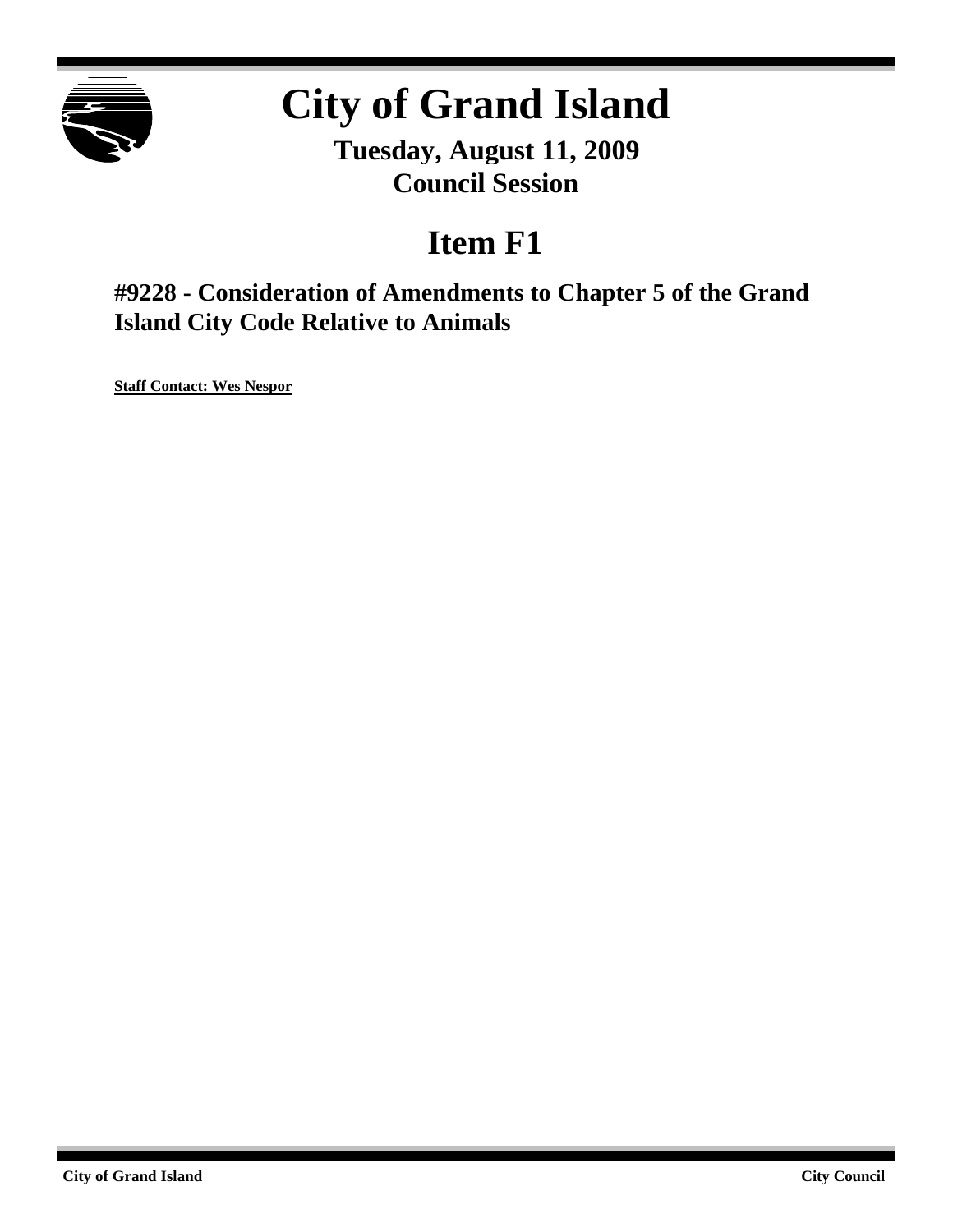# City of Grand Island

**Tuesday, August 11, 2009**
**Council Session**

## Item F1

### #9228 - Consideration of Amendments to Chapter 5 of the Grand Island City Code Relative to Animals

**Staff Contact: Wes Nespor**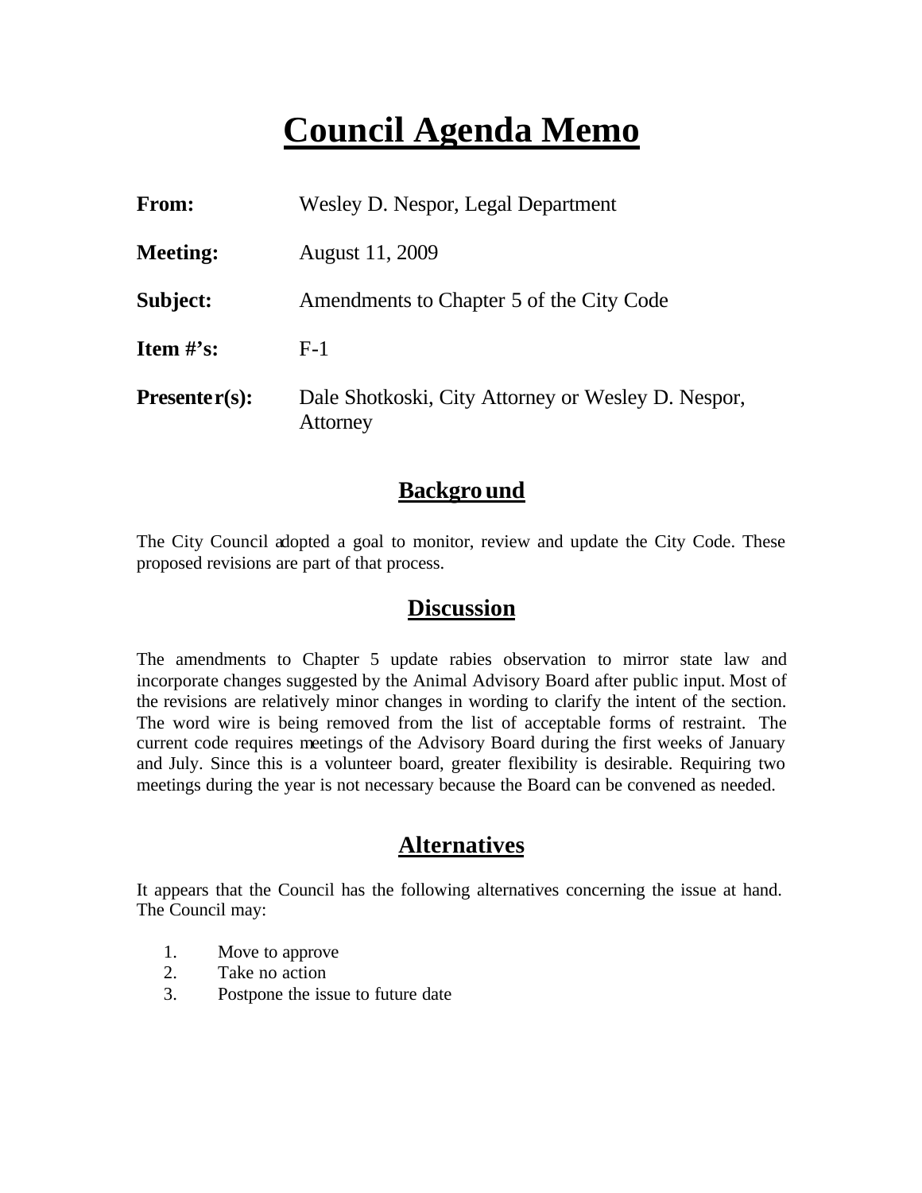# Council Agenda Memo

| | |
|---|---|
| **From:** | Wesley D. Nespor, Legal Department |
| **Meeting:** | August 11, 2009 |
| **Subject:** | Amendments to Chapter 5 of the City Code |
| **Item #'s:** | F-1 |
| **Presenter(s):** | Dale Shotkoski, City Attorney or Wesley D. Nespor, Attorney |

## Background

The City Council adopted a goal to monitor, review and update the City Code. These proposed revisions are part of that process.

## Discussion

The amendments to Chapter 5 update rabies observation to mirror state law and incorporate changes suggested by the Animal Advisory Board after public input. Most of the revisions are relatively minor changes in wording to clarify the intent of the section. The word wire is being removed from the list of acceptable forms of restraint. The current code requires meetings of the Advisory Board during the first weeks of January and July. Since this is a volunteer board, greater flexibility is desirable. Requiring two meetings during the year is not necessary because the Board can be convened as needed.

## Alternatives

It appears that the Council has the following alternatives concerning the issue at hand. The Council may:

1. Move to approve
2. Take no action
3. Postpone the issue to future date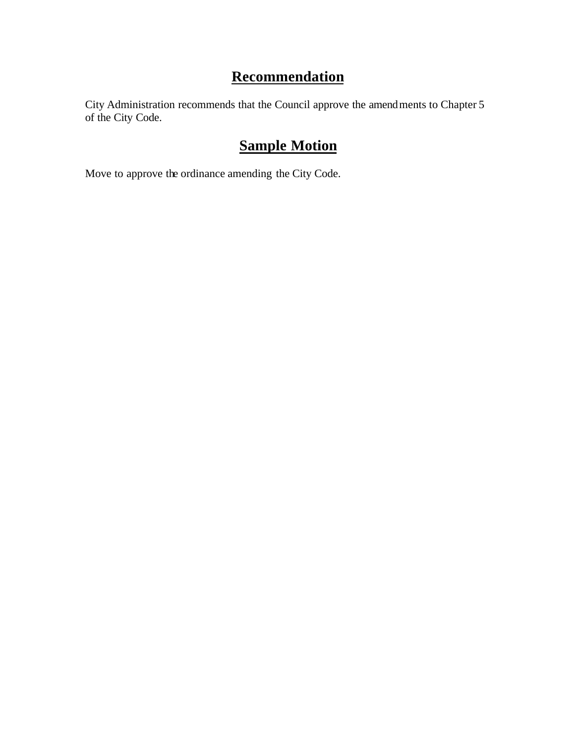## Recommendation

City Administration recommends that the Council approve the amendments to Chapter 5 of the City Code.

## Sample Motion

Move to approve the ordinance amending the City Code.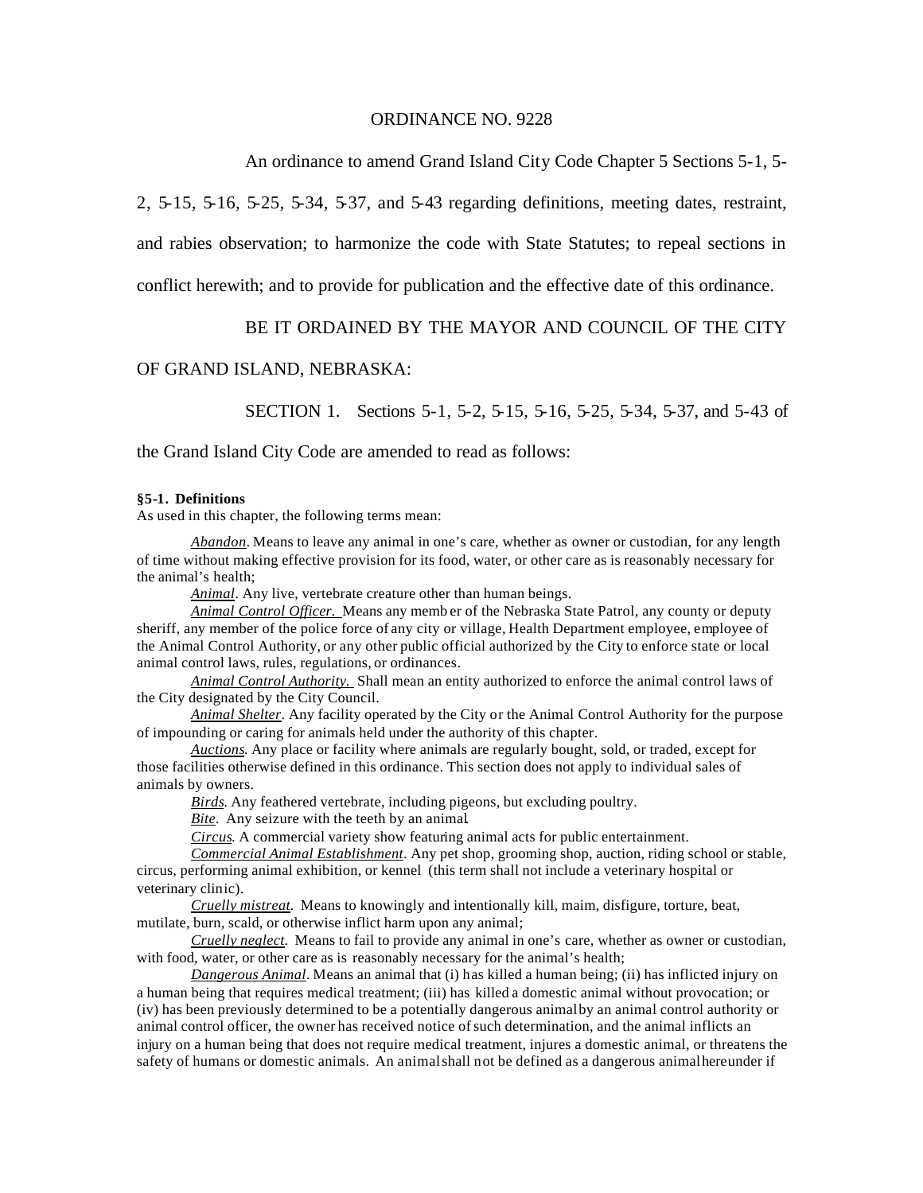ORDINANCE NO. 9228

An ordinance to amend Grand Island City Code Chapter 5 Sections 5-1, 5-2, 5-15, 5-16, 5-25, 5-34, 5-37, and 5-43 regarding definitions, meeting dates, restraint, and rabies observation; to harmonize the code with State Statutes; to repeal sections in conflict herewith; and to provide for publication and the effective date of this ordinance.

BE IT ORDAINED BY THE MAYOR AND COUNCIL OF THE CITY OF GRAND ISLAND, NEBRASKA:

SECTION 1. Sections 5-1, 5-2, 5-15, 5-16, 5-25, 5-34, 5-37, and 5-43 of the Grand Island City Code are amended to read as follows:

**§5-1. Definitions**

As used in this chapter, the following terms mean:

*Abandon*. Means to leave any animal in one's care, whether as owner or custodian, for any length of time without making effective provision for its food, water, or other care as is reasonably necessary for the animal's health;

*Animal*. Any live, vertebrate creature other than human beings.

*Animal Control Officer.* Means any member of the Nebraska State Patrol, any county or deputy sheriff, any member of the police force of any city or village, Health Department employee, employee of the Animal Control Authority, or any other public official authorized by the City to enforce state or local animal control laws, rules, regulations, or ordinances.

*Animal Control Authority.* Shall mean an entity authorized to enforce the animal control laws of the City designated by the City Council.

*Animal Shelter*. Any facility operated by the City or the Animal Control Authority for the purpose of impounding or caring for animals held under the authority of this chapter.

*Auctions*. Any place or facility where animals are regularly bought, sold, or traded, except for those facilities otherwise defined in this ordinance. This section does not apply to individual sales of animals by owners.

*Birds*. Any feathered vertebrate, including pigeons, but excluding poultry.

*Bite*. Any seizure with the teeth by an animal.

*Circus*. A commercial variety show featuring animal acts for public entertainment.

*Commercial Animal Establishment*. Any pet shop, grooming shop, auction, riding school or stable, circus, performing animal exhibition, or kennel (this term shall not include a veterinary hospital or veterinary clinic).

*Cruelly mistreat.* Means to knowingly and intentionally kill, maim, disfigure, torture, beat, mutilate, burn, scald, or otherwise inflict harm upon any animal;

*Cruelly neglect*. Means to fail to provide any animal in one's care, whether as owner or custodian, with food, water, or other care as is reasonably necessary for the animal's health;

*Dangerous Animal*. Means an animal that (i) has killed a human being; (ii) has inflicted injury on a human being that requires medical treatment; (iii) has killed a domestic animal without provocation; or (iv) has been previously determined to be a potentially dangerous animal by an animal control authority or animal control officer, the owner has received notice of such determination, and the animal inflicts an injury on a human being that does not require medical treatment, injures a domestic animal, or threatens the safety of humans or domestic animals. An animal shall not be defined as a dangerous animal hereunder if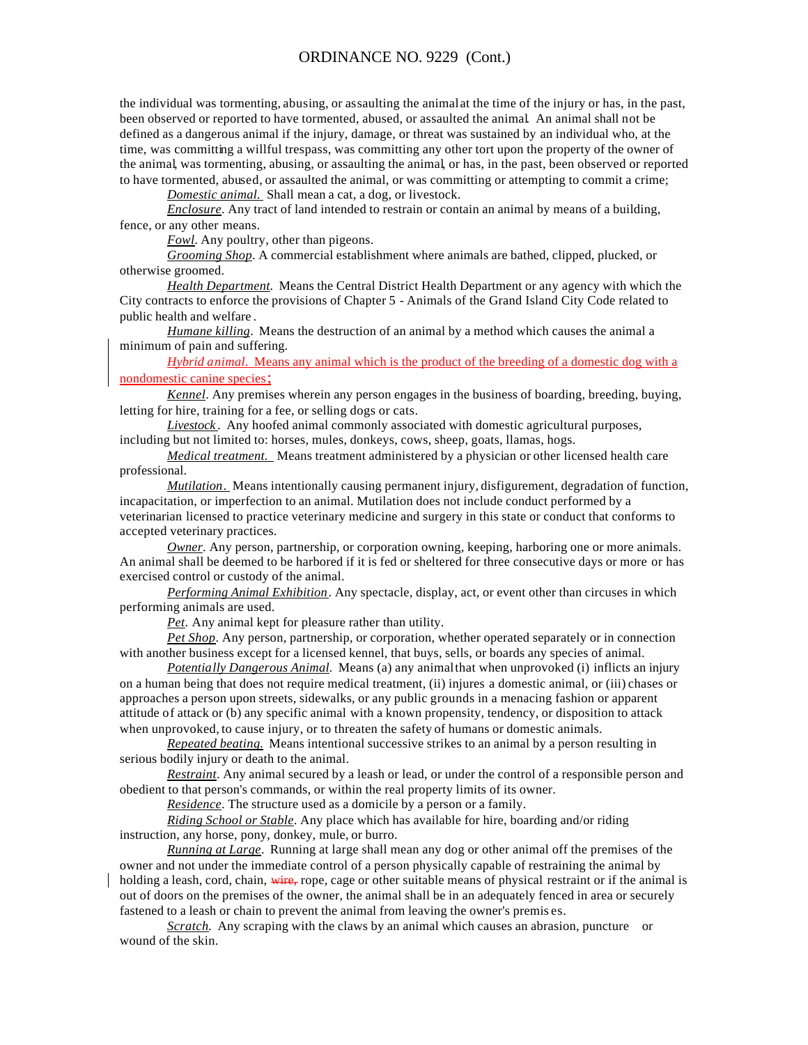the individual was tormenting, abusing, or assaulting the animal at the time of the injury or has, in the past, been observed or reported to have tormented, abused, or assaulted the animal. An animal shall not be defined as a dangerous animal if the injury, damage, or threat was sustained by an individual who, at the time, was committing a willful trespass, was committing any other tort upon the property of the owner of the animal, was tormenting, abusing, or assaulting the animal, or has, in the past, been observed or reported to have tormented, abused, or assaulted the animal, or was committing or attempting to commit a crime;

*Domestic animal.* Shall mean a cat, a dog, or livestock.

*Enclosure*. Any tract of land intended to restrain or contain an animal by means of a building, fence, or any other means.

*Fowl*. Any poultry, other than pigeons.

*Grooming Shop*. A commercial establishment where animals are bathed, clipped, plucked, or otherwise groomed.

*Health Department.* Means the Central District Health Department or any agency with which the City contracts to enforce the provisions of Chapter 5 - Animals of the Grand Island City Code related to public health and welfare.

*Humane killing*. Means the destruction of an animal by a method which causes the animal a minimum of pain and suffering.

*Hybrid animal.* Means any animal which is the product of the breeding of a domestic dog with a nondomestic canine species;

*Kennel*. Any premises wherein any person engages in the business of boarding, breeding, buying, letting for hire, training for a fee, or selling dogs or cats.

*Livestock*. Any hoofed animal commonly associated with domestic agricultural purposes, including but not limited to: horses, mules, donkeys, cows, sheep, goats, llamas, hogs.

*Medical treatment.* Means treatment administered by a physician or other licensed health care professional.

*Mutilation*. Means intentionally causing permanent injury, disfigurement, degradation of function, incapacitation, or imperfection to an animal. Mutilation does not include conduct performed by a veterinarian licensed to practice veterinary medicine and surgery in this state or conduct that conforms to accepted veterinary practices.

*Owner*. Any person, partnership, or corporation owning, keeping, harboring one or more animals. An animal shall be deemed to be harbored if it is fed or sheltered for three consecutive days or more or has exercised control or custody of the animal.

*Performing Animal Exhibition*. Any spectacle, display, act, or event other than circuses in which performing animals are used.

*Pet*. Any animal kept for pleasure rather than utility.

*Pet Shop*. Any person, partnership, or corporation, whether operated separately or in connection with another business except for a licensed kennel, that buys, sells, or boards any species of animal.

*Potentially Dangerous Animal.* Means (a) any animal that when unprovoked (i) inflicts an injury on a human being that does not require medical treatment, (ii) injures a domestic animal, or (iii) chases or approaches a person upon streets, sidewalks, or any public grounds in a menacing fashion or apparent attitude of attack or (b) any specific animal with a known propensity, tendency, or disposition to attack when unprovoked, to cause injury, or to threaten the safety of humans or domestic animals.

*Repeated beating.* Means intentional successive strikes to an animal by a person resulting in serious bodily injury or death to the animal.

*Restraint*. Any animal secured by a leash or lead, or under the control of a responsible person and obedient to that person's commands, or within the real property limits of its owner.

*Residence*. The structure used as a domicile by a person or a family.

*Riding School or Stable*. Any place which has available for hire, boarding and/or riding instruction, any horse, pony, donkey, mule, or burro.

*Running at Large*. Running at large shall mean any dog or other animal off the premises of the owner and not under the immediate control of a person physically capable of restraining the animal by holding a leash, cord, chain, ~~wire,~~ rope, cage or other suitable means of physical restraint or if the animal is out of doors on the premises of the owner, the animal shall be in an adequately fenced in area or securely fastened to a leash or chain to prevent the animal from leaving the owner's premises.

*Scratch.* Any scraping with the claws by an animal which causes an abrasion, puncture or wound of the skin.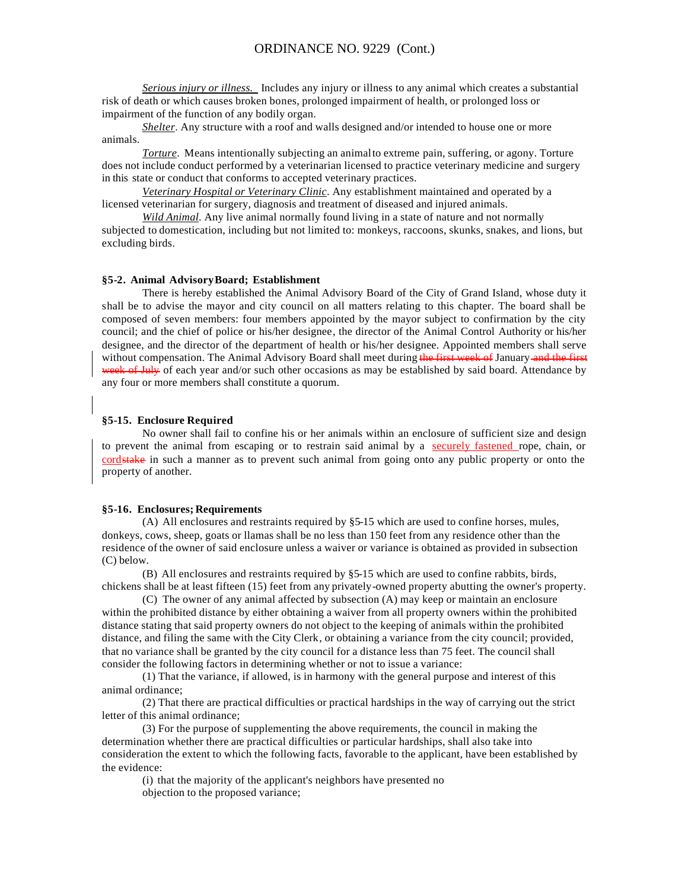*Serious injury or illness.* Includes any injury or illness to any animal which creates a substantial risk of death or which causes broken bones, prolonged impairment of health, or prolonged loss or impairment of the function of any bodily organ.

*Shelter*. Any structure with a roof and walls designed and/or intended to house one or more animals.

*Torture*. Means intentionally subjecting an animal to extreme pain, suffering, or agony. Torture does not include conduct performed by a veterinarian licensed to practice veterinary medicine and surgery in this state or conduct that conforms to accepted veterinary practices.

*Veterinary Hospital or Veterinary Clinic*. Any establishment maintained and operated by a licensed veterinarian for surgery, diagnosis and treatment of diseased and injured animals.

*Wild Animal*. Any live animal normally found living in a state of nature and not normally subjected to domestication, including but not limited to: monkeys, raccoons, skunks, snakes, and lions, but excluding birds.

**§5-2. Animal Advisory Board; Establishment**

There is hereby established the Animal Advisory Board of the City of Grand Island, whose duty it shall be to advise the mayor and city council on all matters relating to this chapter. The board shall be composed of seven members: four members appointed by the mayor subject to confirmation by the city council; and the chief of police or his/her designee, the director of the Animal Control Authority or his/her designee, and the director of the department of health or his/her designee. Appointed members shall serve without compensation. The Animal Advisory Board shall meet during ~~the first week of~~ January ~~and the first week of July~~ of each year and/or such other occasions as may be established by said board. Attendance by any four or more members shall constitute a quorum.

**§5-15. Enclosure Required**

No owner shall fail to confine his or her animals within an enclosure of sufficient size and design to prevent the animal from escaping or to restrain said animal by a securely fastened rope, chain, or cord~~stake~~ in such a manner as to prevent such animal from going onto any public property or onto the property of another.

**§5-16. Enclosures; Requirements**

(A) All enclosures and restraints required by §5-15 which are used to confine horses, mules, donkeys, cows, sheep, goats or llamas shall be no less than 150 feet from any residence other than the residence of the owner of said enclosure unless a waiver or variance is obtained as provided in subsection (C) below.

(B) All enclosures and restraints required by §5-15 which are used to confine rabbits, birds, chickens shall be at least fifteen (15) feet from any privately-owned property abutting the owner's property.

(C) The owner of any animal affected by subsection (A) may keep or maintain an enclosure within the prohibited distance by either obtaining a waiver from all property owners within the prohibited distance stating that said property owners do not object to the keeping of animals within the prohibited distance, and filing the same with the City Clerk, or obtaining a variance from the city council; provided, that no variance shall be granted by the city council for a distance less than 75 feet. The council shall consider the following factors in determining whether or not to issue a variance:

(1) That the variance, if allowed, is in harmony with the general purpose and interest of this animal ordinance;

(2) That there are practical difficulties or practical hardships in the way of carrying out the strict letter of this animal ordinance;

(3) For the purpose of supplementing the above requirements, the council in making the determination whether there are practical difficulties or particular hardships, shall also take into consideration the extent to which the following facts, favorable to the applicant, have been established by the evidence:

(i) that the majority of the applicant's neighbors have presented no objection to the proposed variance;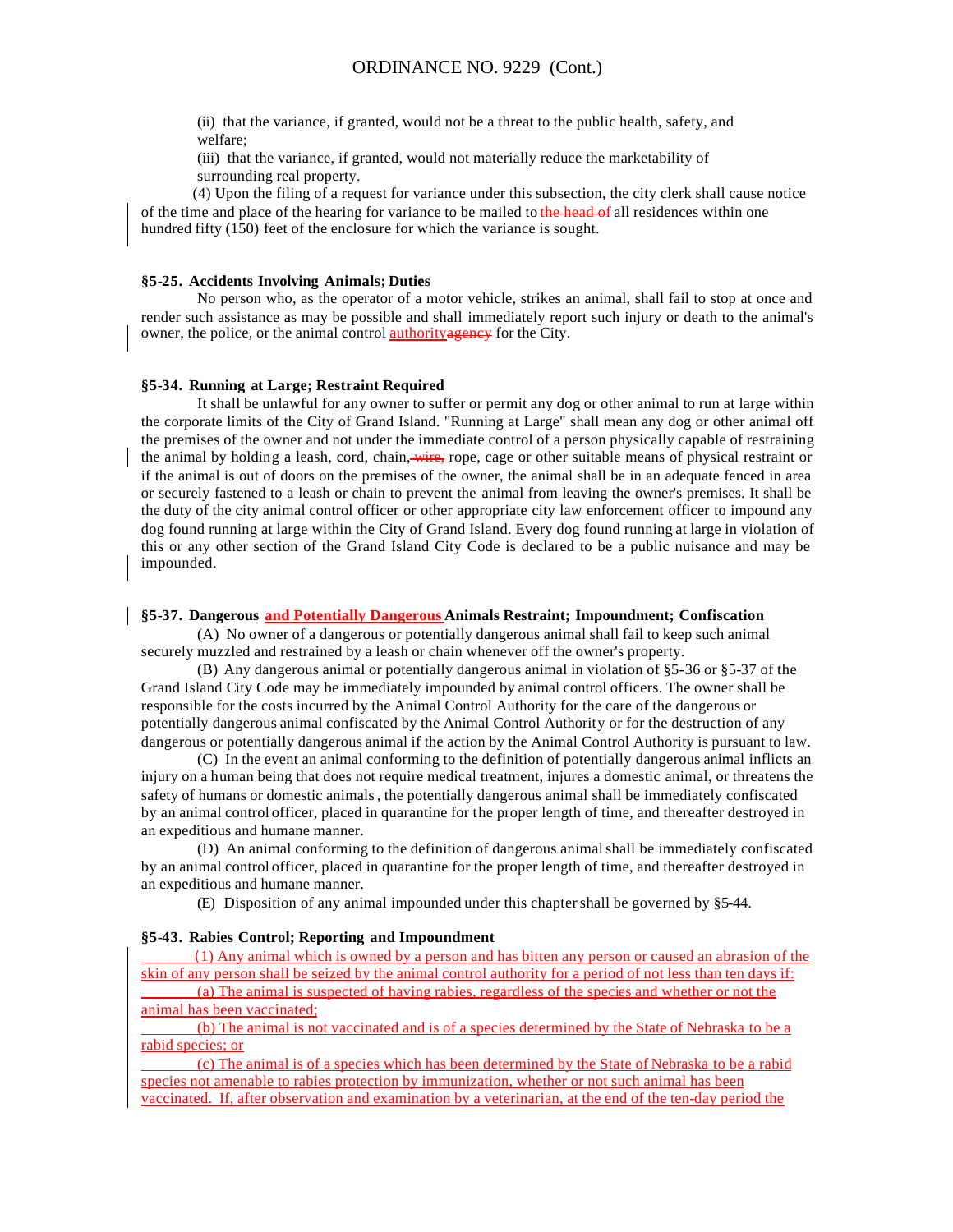(ii) that the variance, if granted, would not be a threat to the public health, safety, and welfare;

(iii) that the variance, if granted, would not materially reduce the marketability of surrounding real property.

(4) Upon the filing of a request for variance under this subsection, the city clerk shall cause notice of the time and place of the hearing for variance to be mailed to ~~the head of~~ all residences within one hundred fifty (150) feet of the enclosure for which the variance is sought.

**§5-25. Accidents Involving Animals; Duties**

No person who, as the operator of a motor vehicle, strikes an animal, shall fail to stop at once and render such assistance as may be possible and shall immediately report such injury or death to the animal's owner, the police, or the animal control authority~~agency~~ for the City.

**§5-34. Running at Large; Restraint Required**

It shall be unlawful for any owner to suffer or permit any dog or other animal to run at large within the corporate limits of the City of Grand Island. "Running at Large" shall mean any dog or other animal off the premises of the owner and not under the immediate control of a person physically capable of restraining the animal by holding a leash, cord, chain,~~ wire,~~ rope, cage or other suitable means of physical restraint or if the animal is out of doors on the premises of the owner, the animal shall be in an adequate fenced in area or securely fastened to a leash or chain to prevent the animal from leaving the owner's premises. It shall be the duty of the city animal control officer or other appropriate city law enforcement officer to impound any dog found running at large within the City of Grand Island. Every dog found running at large in violation of this or any other section of the Grand Island City Code is declared to be a public nuisance and may be impounded.

**§5-37. Dangerous and Potentially Dangerous Animals Restraint; Impoundment; Confiscation**

(A) No owner of a dangerous or potentially dangerous animal shall fail to keep such animal securely muzzled and restrained by a leash or chain whenever off the owner's property.

(B) Any dangerous animal or potentially dangerous animal in violation of §5-36 or §5-37 of the Grand Island City Code may be immediately impounded by animal control officers. The owner shall be responsible for the costs incurred by the Animal Control Authority for the care of the dangerous or potentially dangerous animal confiscated by the Animal Control Authority or for the destruction of any dangerous or potentially dangerous animal if the action by the Animal Control Authority is pursuant to law.

(C) In the event an animal conforming to the definition of potentially dangerous animal inflicts an injury on a human being that does not require medical treatment, injures a domestic animal, or threatens the safety of humans or domestic animals, the potentially dangerous animal shall be immediately confiscated by an animal control officer, placed in quarantine for the proper length of time, and thereafter destroyed in an expeditious and humane manner.

(D) An animal conforming to the definition of dangerous animal shall be immediately confiscated by an animal control officer, placed in quarantine for the proper length of time, and thereafter destroyed in an expeditious and humane manner.

(E) Disposition of any animal impounded under this chapter shall be governed by §5-44.

**§5-43. Rabies Control; Reporting and Impoundment**

(1) Any animal which is owned by a person and has bitten any person or caused an abrasion of the skin of any person shall be seized by the animal control authority for a period of not less than ten days if:

(a) The animal is suspected of having rabies, regardless of the species and whether or not the animal has been vaccinated;

(b) The animal is not vaccinated and is of a species determined by the State of Nebraska to be a rabid species; or

(c) The animal is of a species which has been determined by the State of Nebraska to be a rabid species not amenable to rabies protection by immunization, whether or not such animal has been vaccinated. If, after observation and examination by a veterinarian, at the end of the ten-day period the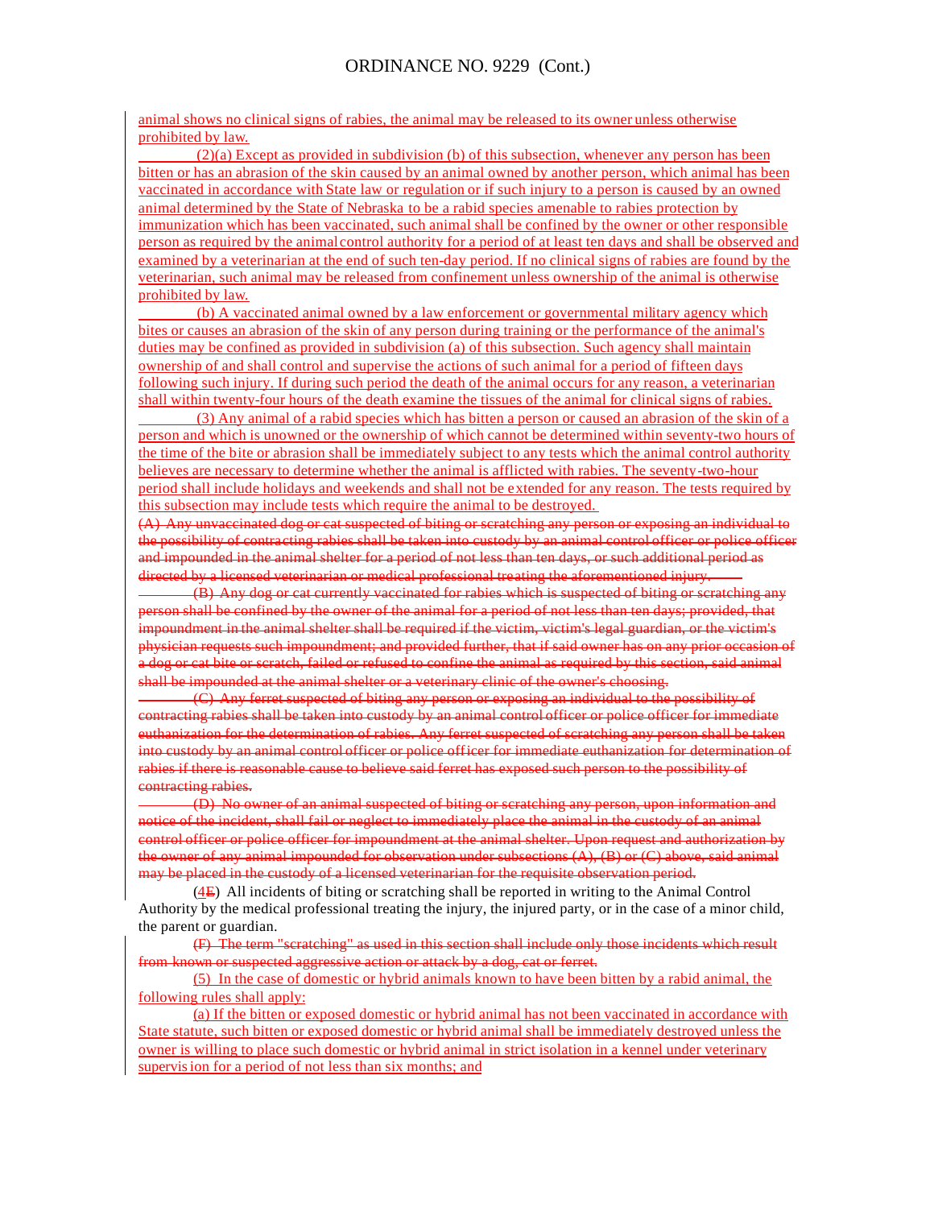animal shows no clinical signs of rabies, the animal may be released to its owner unless otherwise prohibited by law.

(2)(a) Except as provided in subdivision (b) of this subsection, whenever any person has been bitten or has an abrasion of the skin caused by an animal owned by another person, which animal has been vaccinated in accordance with State law or regulation or if such injury to a person is caused by an owned animal determined by the State of Nebraska to be a rabid species amenable to rabies protection by immunization which has been vaccinated, such animal shall be confined by the owner or other responsible person as required by the animal control authority for a period of at least ten days and shall be observed and examined by a veterinarian at the end of such ten-day period. If no clinical signs of rabies are found by the veterinarian, such animal may be released from confinement unless ownership of the animal is otherwise prohibited by law.

(b) A vaccinated animal owned by a law enforcement or governmental military agency which bites or causes an abrasion of the skin of any person during training or the performance of the animal's duties may be confined as provided in subdivision (a) of this subsection. Such agency shall maintain ownership of and shall control and supervise the actions of such animal for a period of fifteen days following such injury. If during such period the death of the animal occurs for any reason, a veterinarian shall within twenty-four hours of the death examine the tissues of the animal for clinical signs of rabies.

(3) Any animal of a rabid species which has bitten a person or caused an abrasion of the skin of a person and which is unowned or the ownership of which cannot be determined within seventy-two hours of the time of the bite or abrasion shall be immediately subject to any tests which the animal control authority believes are necessary to determine whether the animal is afflicted with rabies. The seventy-two-hour period shall include holidays and weekends and shall not be extended for any reason. The tests required by this subsection may include tests which require the animal to be destroyed.

~~(A) Any unvaccinated dog or cat suspected of biting or scratching any person or exposing an individual to the possibility of contracting rabies shall be taken into custody by an animal control officer or police officer and impounded in the animal shelter for a period of not less than ten days, or such additional period as directed by a licensed veterinarian or medical professional treating the aforementioned injury.~~

~~(B) Any dog or cat currently vaccinated for rabies which is suspected of biting or scratching any person shall be confined by the owner of the animal for a period of not less than ten days; provided, that impoundment in the animal shelter shall be required if the victim, victim's legal guardian, or the victim's physician requests such impoundment; and provided further, that if said owner has on any prior occasion of a dog or cat bite or scratch, failed or refused to confine the animal as required by this section, said animal shall be impounded at the animal shelter or a veterinary clinic of the owner's choosing.~~

~~(C) Any ferret suspected of biting any person or exposing an individual to the possibility of contracting rabies shall be taken into custody by an animal control officer or police officer for immediate euthanization for the determination of rabies. Any ferret suspected of scratching any person shall be taken into custody by an animal control officer or police officer for immediate euthanization for determination of rabies if there is reasonable cause to believe said ferret has exposed such person to the possibility of contracting rabies.~~

~~(D) No owner of an animal suspected of biting or scratching any person, upon information and notice of the incident, shall fail or neglect to immediately place the animal in the custody of an animal control officer or police officer for impoundment at the animal shelter. Upon request and authorization by the owner of any animal impounded for observation under subsections (A), (B) or (C) above, said animal may be placed in the custody of a licensed veterinarian for the requisite observation period.~~

(4~~E~~) All incidents of biting or scratching shall be reported in writing to the Animal Control Authority by the medical professional treating the injury, the injured party, or in the case of a minor child, the parent or guardian.

~~(F) The term "scratching" as used in this section shall include only those incidents which result from known or suspected aggressive action or attack by a dog, cat or ferret.~~

(5) In the case of domestic or hybrid animals known to have been bitten by a rabid animal, the following rules shall apply:

(a) If the bitten or exposed domestic or hybrid animal has not been vaccinated in accordance with State statute, such bitten or exposed domestic or hybrid animal shall be immediately destroyed unless the owner is willing to place such domestic or hybrid animal in strict isolation in a kennel under veterinary supervision for a period of not less than six months; and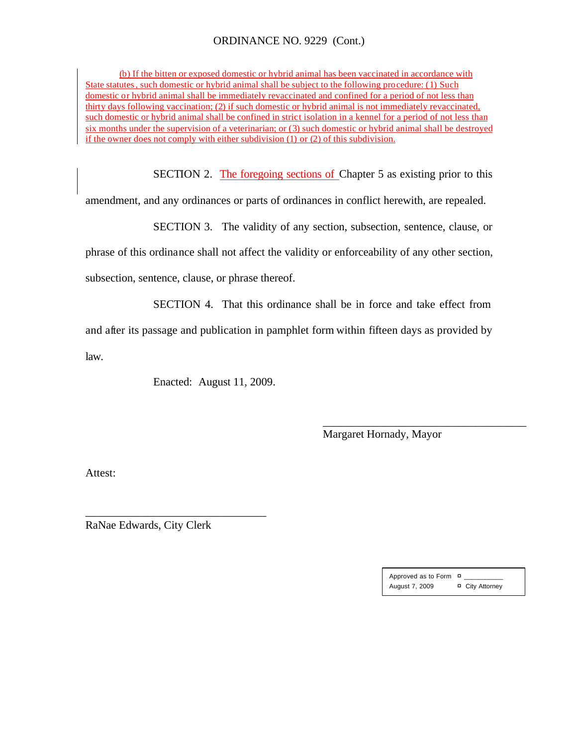ORDINANCE NO. 9229 (Cont.)

(b) If the bitten or exposed domestic or hybrid animal has been vaccinated in accordance with State statutes, such domestic or hybrid animal shall be subject to the following procedure: (1) Such domestic or hybrid animal shall be immediately revaccinated and confined for a period of not less than thirty days following vaccination; (2) if such domestic or hybrid animal is not immediately revaccinated, such domestic or hybrid animal shall be confined in strict isolation in a kennel for a period of not less than six months under the supervision of a veterinarian; or (3) such domestic or hybrid animal shall be destroyed if the owner does not comply with either subdivision (1) or (2) of this subdivision.

SECTION 2. The foregoing sections of Chapter 5 as existing prior to this amendment, and any ordinances or parts of ordinances in conflict herewith, are repealed.

SECTION 3. The validity of any section, subsection, sentence, clause, or phrase of this ordinance shall not affect the validity or enforceability of any other section, subsection, sentence, clause, or phrase thereof.

SECTION 4. That this ordinance shall be in force and take effect from and after its passage and publication in pamphlet form within fifteen days as provided by law.

Enacted: August 11, 2009.

\_\_\_\_\_\_\_\_\_\_\_\_\_\_\_\_\_\_\_\_\_\_\_\_\_\_\_\_\_\_\_\_\_\_
Margaret Hornady, Mayor

Attest:

\_\_\_\_\_\_\_\_\_\_\_\_\_\_\_\_\_\_\_\_\_\_\_\_\_\_\_\_\_\_\_\_\_\_
RaNae Edwards, City Clerk

Approved as to Form ¤ \_\_\_\_\_\_\_\_\_\_
August 7, 2009 ¤ City Attorney